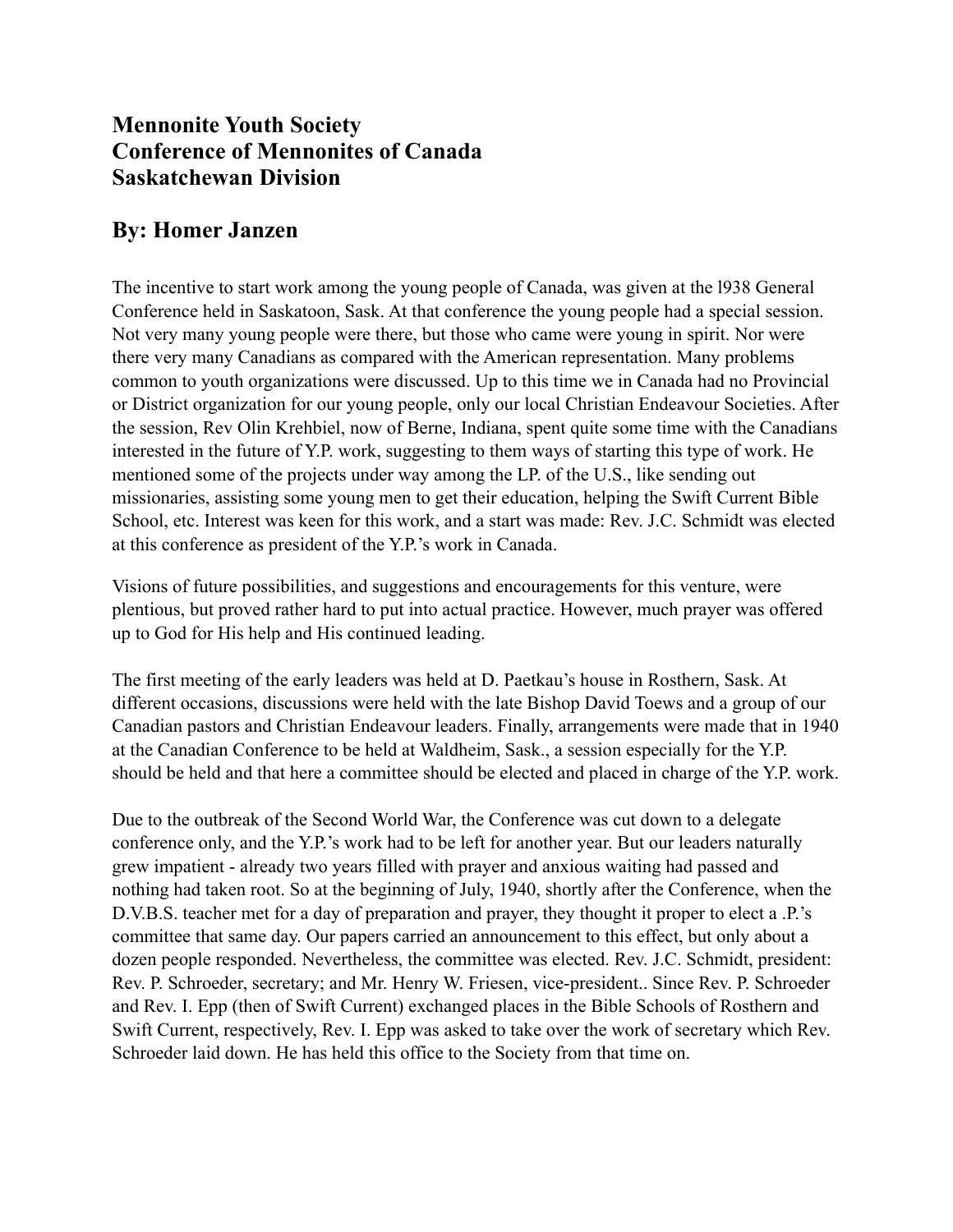# Mennonite Youth Society
# Conference of Mennonites of Canada
# Saskatchewan Division

## By: Homer Janzen

The incentive to start work among the young people of Canada, was given at the l938 General Conference held in Saskatoon, Sask. At that conference the young people had a special session. Not very many young people were there, but those who came were young in spirit. Nor were there very many Canadians as compared with the American representation. Many problems common to youth organizations were discussed. Up to this time we in Canada had no Provincial or District organization for our young people, only our local Christian Endeavour Societies. After the session, Rev Olin Krehbiel, now of Berne, Indiana, spent quite some time with the Canadians interested in the future of Y.P. work, suggesting to them ways of starting this type of work. He mentioned some of the projects under way among the LP. of the U.S., like sending out missionaries, assisting some young men to get their education, helping the Swift Current Bible School, etc. Interest was keen for this work, and a start was made: Rev. J.C. Schmidt was elected at this conference as president of the Y.P.'s work in Canada.

Visions of future possibilities, and suggestions and encouragements for this venture, were plentious, but proved rather hard to put into actual practice. However, much prayer was offered up to God for His help and His continued leading.

The first meeting of the early leaders was held at D. Paetkau's house in Rosthern, Sask. At different occasions, discussions were held with the late Bishop David Toews and a group of our Canadian pastors and Christian Endeavour leaders. Finally, arrangements were made that in 1940 at the Canadian Conference to be held at Waldheim, Sask., a session especially for the Y.P. should be held and that here a committee should be elected and placed in charge of the Y.P. work.

Due to the outbreak of the Second World War, the Conference was cut down to a delegate conference only, and the Y.P.'s work had to be left for another year. But our leaders naturally grew impatient - already two years filled with prayer and anxious waiting had passed and nothing had taken root. So at the beginning of July, 1940, shortly after the Conference, when the D.V.B.S. teacher met for a day of preparation and prayer, they thought it proper to elect a .P.'s committee that same day. Our papers carried an announcement to this effect, but only about a dozen people responded. Nevertheless, the committee was elected. Rev. J.C. Schmidt, president: Rev. P. Schroeder, secretary; and Mr. Henry W. Friesen, vice-president.. Since Rev. P. Schroeder and Rev. I. Epp (then of Swift Current) exchanged places in the Bible Schools of Rosthern and Swift Current, respectively, Rev. I. Epp was asked to take over the work of secretary which Rev. Schroeder laid down. He has held this office to the Society from that time on.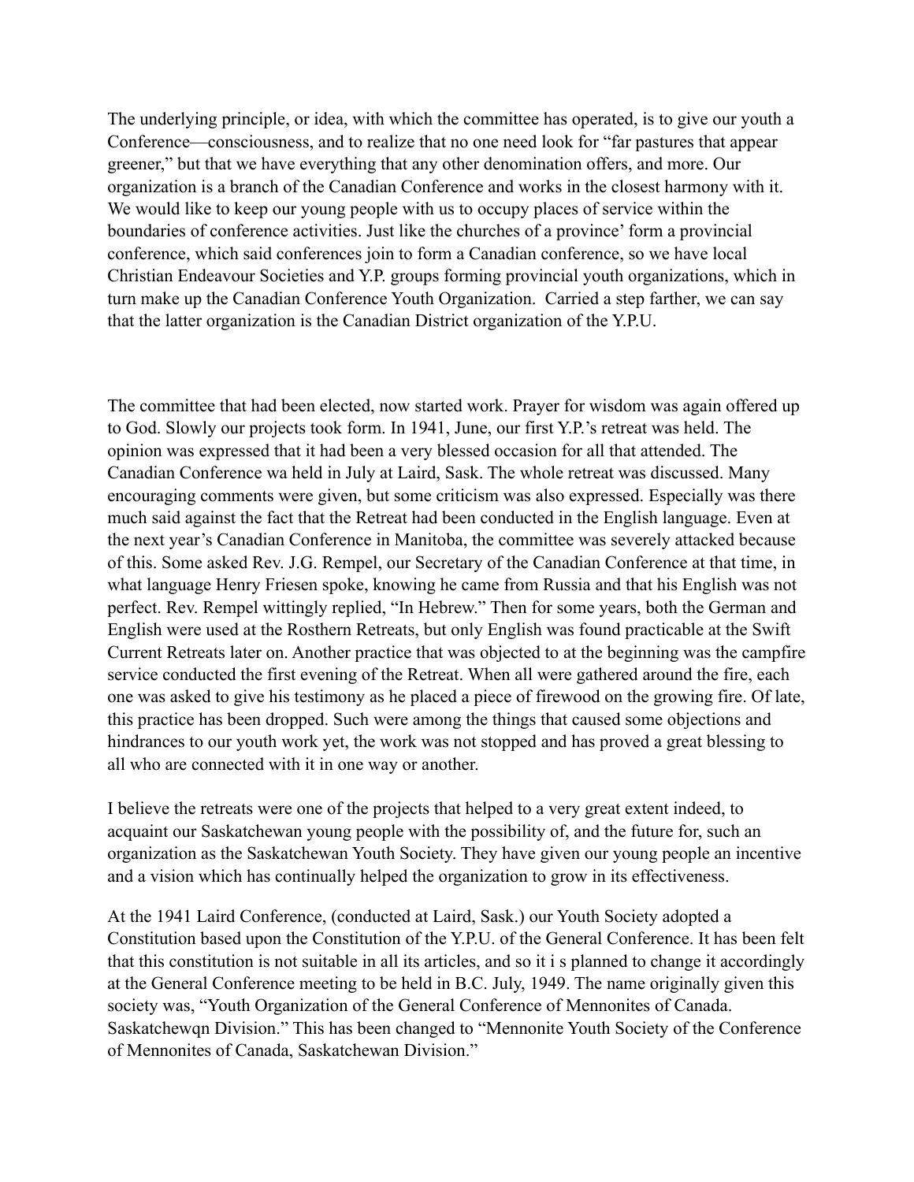The underlying principle, or idea, with which the committee has operated, is to give our youth a Conference—consciousness, and to realize that no one need look for "far pastures that appear greener," but that we have everything that any other denomination offers, and more. Our organization is a branch of the Canadian Conference and works in the closest harmony with it. We would like to keep our young people with us to occupy places of service within the boundaries of conference activities. Just like the churches of a province' form a provincial conference, which said conferences join to form a Canadian conference, so we have local Christian Endeavour Societies and Y.P. groups forming provincial youth organizations, which in turn make up the Canadian Conference Youth Organization. Carried a step farther, we can say that the latter organization is the Canadian District organization of the Y.P.U.

The committee that had been elected, now started work. Prayer for wisdom was again offered up to God. Slowly our projects took form. In 1941, June, our first Y.P.'s retreat was held. The opinion was expressed that it had been a very blessed occasion for all that attended. The Canadian Conference wa held in July at Laird, Sask. The whole retreat was discussed. Many encouraging comments were given, but some criticism was also expressed. Especially was there much said against the fact that the Retreat had been conducted in the English language. Even at the next year's Canadian Conference in Manitoba, the committee was severely attacked because of this. Some asked Rev. J.G. Rempel, our Secretary of the Canadian Conference at that time, in what language Henry Friesen spoke, knowing he came from Russia and that his English was not perfect. Rev. Rempel wittingly replied, "In Hebrew." Then for some years, both the German and English were used at the Rosthern Retreats, but only English was found practicable at the Swift Current Retreats later on. Another practice that was objected to at the beginning was the campfire service conducted the first evening of the Retreat. When all were gathered around the fire, each one was asked to give his testimony as he placed a piece of firewood on the growing fire. Of late, this practice has been dropped. Such were among the things that caused some objections and hindrances to our youth work yet, the work was not stopped and has proved a great blessing to all who are connected with it in one way or another.

I believe the retreats were one of the projects that helped to a very great extent indeed, to acquaint our Saskatchewan young people with the possibility of, and the future for, such an organization as the Saskatchewan Youth Society. They have given our young people an incentive and a vision which has continually helped the organization to grow in its effectiveness.

At the 1941 Laird Conference, (conducted at Laird, Sask.) our Youth Society adopted a Constitution based upon the Constitution of the Y.P.U. of the General Conference. It has been felt that this constitution is not suitable in all its articles, and so it i s planned to change it accordingly at the General Conference meeting to be held in B.C. July, 1949. The name originally given this society was, "Youth Organization of the General Conference of Mennonites of Canada. Saskatchewqn Division." This has been changed to "Mennonite Youth Society of the Conference of Mennonites of Canada, Saskatchewan Division."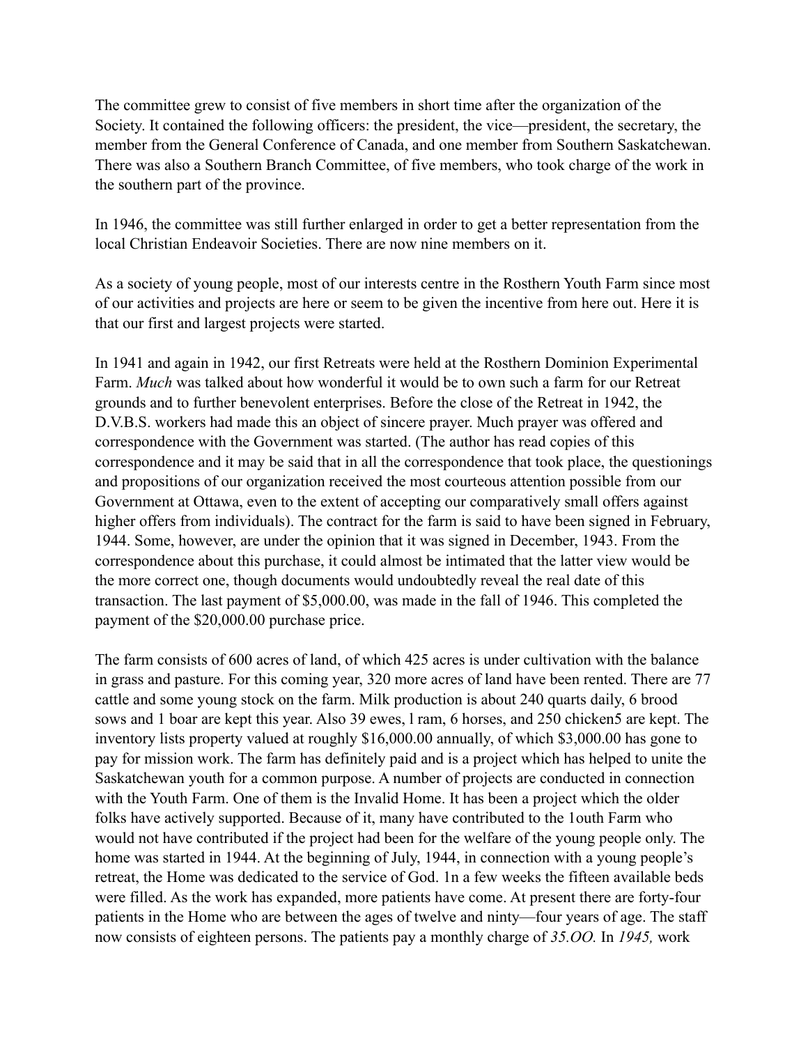The committee grew to consist of five members in short time after the organization of the Society. It contained the following officers: the president, the vice—president, the secretary, the member from the General Conference of Canada, and one member from Southern Saskatchewan. There was also a Southern Branch Committee, of five members, who took charge of the work in the southern part of the province.

In 1946, the committee was still further enlarged in order to get a better representation from the local Christian Endeavoir Societies. There are now nine members on it.

As a society of young people, most of our interests centre in the Rosthern Youth Farm since most of our activities and projects are here or seem to be given the incentive from here out. Here it is that our first and largest projects were started.

In 1941 and again in 1942, our first Retreats were held at the Rosthern Dominion Experimental Farm. *Much* was talked about how wonderful it would be to own such a farm for our Retreat grounds and to further benevolent enterprises. Before the close of the Retreat in 1942, the D.V.B.S. workers had made this an object of sincere prayer. Much prayer was offered and correspondence with the Government was started. (The author has read copies of this correspondence and it may be said that in all the correspondence that took place, the questionings and propositions of our organization received the most courteous attention possible from our Government at Ottawa, even to the extent of accepting our comparatively small offers against higher offers from individuals). The contract for the farm is said to have been signed in February, 1944. Some, however, are under the opinion that it was signed in December, 1943. From the correspondence about this purchase, it could almost be intimated that the latter view would be the more correct one, though documents would undoubtedly reveal the real date of this transaction. The last payment of $5,000.00, was made in the fall of 1946. This completed the payment of the $20,000.00 purchase price.

The farm consists of 600 acres of land, of which 425 acres is under cultivation with the balance in grass and pasture. For this coming year, 320 more acres of land have been rented. There are 77 cattle and some young stock on the farm. Milk production is about 240 quarts daily, 6 brood sows and 1 boar are kept this year. Also 39 ewes, l ram, 6 horses, and 250 chicken5 are kept. The inventory lists property valued at roughly $16,000.00 annually, of which $3,000.00 has gone to pay for mission work. The farm has definitely paid and is a project which has helped to unite the Saskatchewan youth for a common purpose. A number of projects are conducted in connection with the Youth Farm. One of them is the Invalid Home. It has been a project which the older folks have actively supported. Because of it, many have contributed to the 1outh Farm who would not have contributed if the project had been for the welfare of the young people only. The home was started in 1944. At the beginning of July, 1944, in connection with a young people's retreat, the Home was dedicated to the service of God. 1n a few weeks the fifteen available beds were filled. As the work has expanded, more patients have come. At present there are forty-four patients in the Home who are between the ages of twelve and ninty—four years of age. The staff now consists of eighteen persons. The patients pay a monthly charge of *35.OO.* In *1945,* work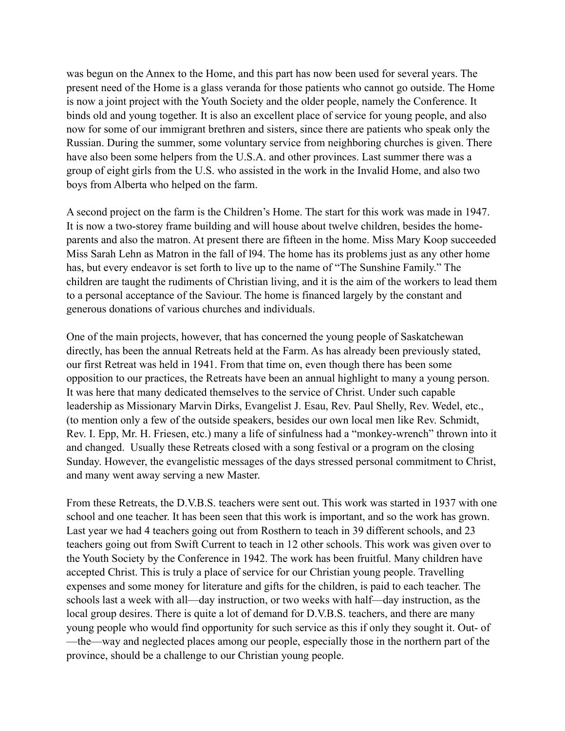was begun on the Annex to the Home, and this part has now been used for several years. The present need of the Home is a glass veranda for those patients who cannot go outside. The Home is now a joint project with the Youth Society and the older people, namely the Conference. It binds old and young together. It is also an excellent place of service for young people, and also now for some of our immigrant brethren and sisters, since there are patients who speak only the Russian. During the summer, some voluntary service from neighboring churches is given. There have also been some helpers from the U.S.A. and other provinces. Last summer there was a group of eight girls from the U.S. who assisted in the work in the Invalid Home, and also two boys from Alberta who helped on the farm.

A second project on the farm is the Children's Home. The start for this work was made in 1947. It is now a two-storey frame building and will house about twelve children, besides the home-parents and also the matron. At present there are fifteen in the home. Miss Mary Koop succeeded Miss Sarah Lehn as Matron in the fall of l94. The home has its problems just as any other home has, but every endeavor is set forth to live up to the name of "The Sunshine Family." The children are taught the rudiments of Christian living, and it is the aim of the workers to lead them to a personal acceptance of the Saviour. The home is financed largely by the constant and generous donations of various churches and individuals.

One of the main projects, however, that has concerned the young people of Saskatchewan directly, has been the annual Retreats held at the Farm. As has already been previously stated, our first Retreat was held in 1941. From that time on, even though there has been some opposition to our practices, the Retreats have been an annual highlight to many a young person. It was here that many dedicated themselves to the service of Christ. Under such capable leadership as Missionary Marvin Dirks, Evangelist J. Esau, Rev. Paul Shelly, Rev. Wedel, etc., (to mention only a few of the outside speakers, besides our own local men like Rev. Schmidt, Rev. I. Epp, Mr. H. Friesen, etc.) many a life of sinfulness had a "monkey-wrench" thrown into it and changed. Usually these Retreats closed with a song festival or a program on the closing Sunday. However, the evangelistic messages of the days stressed personal commitment to Christ, and many went away serving a new Master.

From these Retreats, the D.V.B.S. teachers were sent out. This work was started in 1937 with one school and one teacher. It has been seen that this work is important, and so the work has grown. Last year we had 4 teachers going out from Rosthern to teach in 39 different schools, and 23 teachers going out from Swift Current to teach in 12 other schools. This work was given over to the Youth Society by the Conference in 1942. The work has been fruitful. Many children have accepted Christ. This is truly a place of service for our Christian young people. Travelling expenses and some money for literature and gifts for the children, is paid to each teacher. The schools last a week with all—day instruction, or two weeks with half—day instruction, as the local group desires. There is quite a lot of demand for D.V.B.S. teachers, and there are many young people who would find opportunity for such service as this if only they sought it. Out- of —the—way and neglected places among our people, especially those in the northern part of the province, should be a challenge to our Christian young people.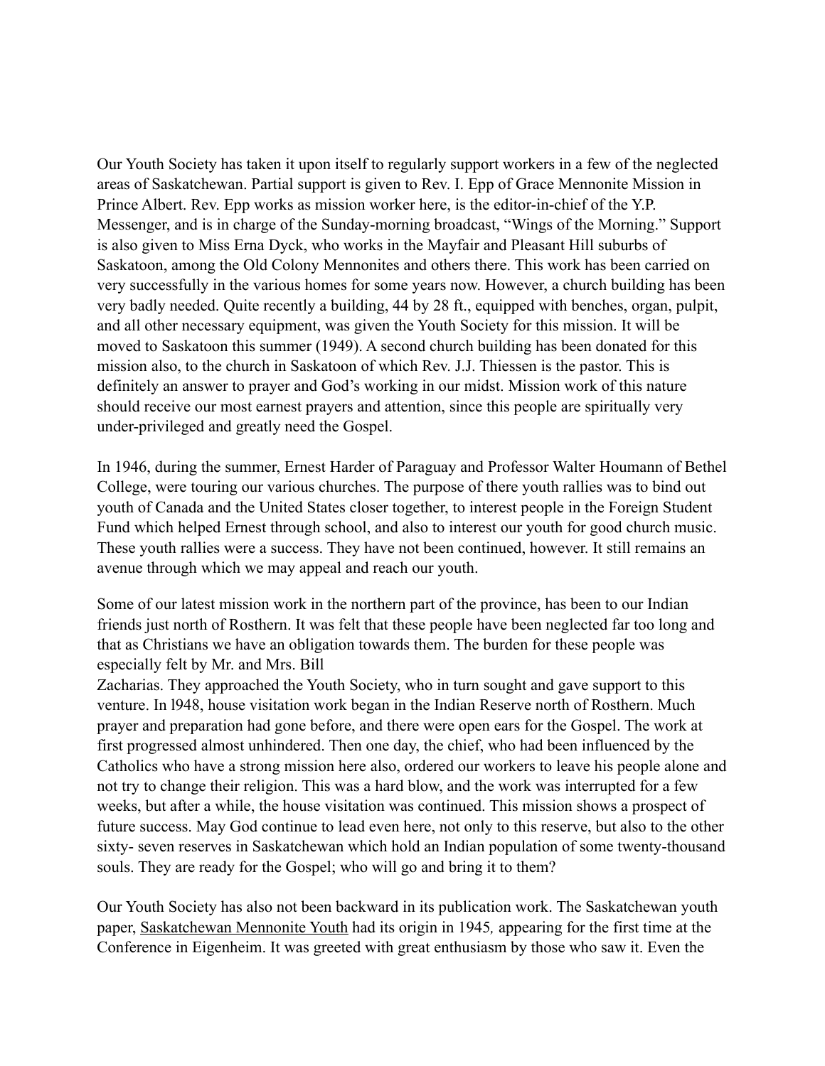Our Youth Society has taken it upon itself to regularly support workers in a few of the neglected areas of Saskatchewan. Partial support is given to Rev. I. Epp of Grace Mennonite Mission in Prince Albert. Rev. Epp works as mission worker here, is the editor-in-chief of the Y.P. Messenger, and is in charge of the Sunday-morning broadcast, "Wings of the Morning." Support is also given to Miss Erna Dyck, who works in the Mayfair and Pleasant Hill suburbs of Saskatoon, among the Old Colony Mennonites and others there. This work has been carried on very successfully in the various homes for some years now. However, a church building has been very badly needed. Quite recently a building, 44 by 28 ft., equipped with benches, organ, pulpit, and all other necessary equipment, was given the Youth Society for this mission. It will be moved to Saskatoon this summer (1949). A second church building has been donated for this mission also, to the church in Saskatoon of which Rev. J.J. Thiessen is the pastor. This is definitely an answer to prayer and God's working in our midst. Mission work of this nature should receive our most earnest prayers and attention, since this people are spiritually very under-privileged and greatly need the Gospel.

In 1946, during the summer, Ernest Harder of Paraguay and Professor Walter Houmann of Bethel College, were touring our various churches. The purpose of there youth rallies was to bind out youth of Canada and the United States closer together, to interest people in the Foreign Student Fund which helped Ernest through school, and also to interest our youth for good church music. These youth rallies were a success. They have not been continued, however. It still remains an avenue through which we may appeal and reach our youth.

Some of our latest mission work in the northern part of the province, has been to our Indian friends just north of Rosthern. It was felt that these people have been neglected far too long and that as Christians we have an obligation towards them. The burden for these people was especially felt by Mr. and Mrs. Bill Zacharias. They approached the Youth Society, who in turn sought and gave support to this venture. In l948, house visitation work began in the Indian Reserve north of Rosthern. Much prayer and preparation had gone before, and there were open ears for the Gospel. The work at first progressed almost unhindered. Then one day, the chief, who had been influenced by the Catholics who have a strong mission here also, ordered our workers to leave his people alone and not try to change their religion. This was a hard blow, and the work was interrupted for a few weeks, but after a while, the house visitation was continued. This mission shows a prospect of future success. May God continue to lead even here, not only to this reserve, but also to the other sixty- seven reserves in Saskatchewan which hold an Indian population of some twenty-thousand souls. They are ready for the Gospel; who will go and bring it to them?

Our Youth Society has also not been backward in its publication work. The Saskatchewan youth paper, Saskatchewan Mennonite Youth had its origin in 1945*,* appearing for the first time at the Conference in Eigenheim. It was greeted with great enthusiasm by those who saw it. Even the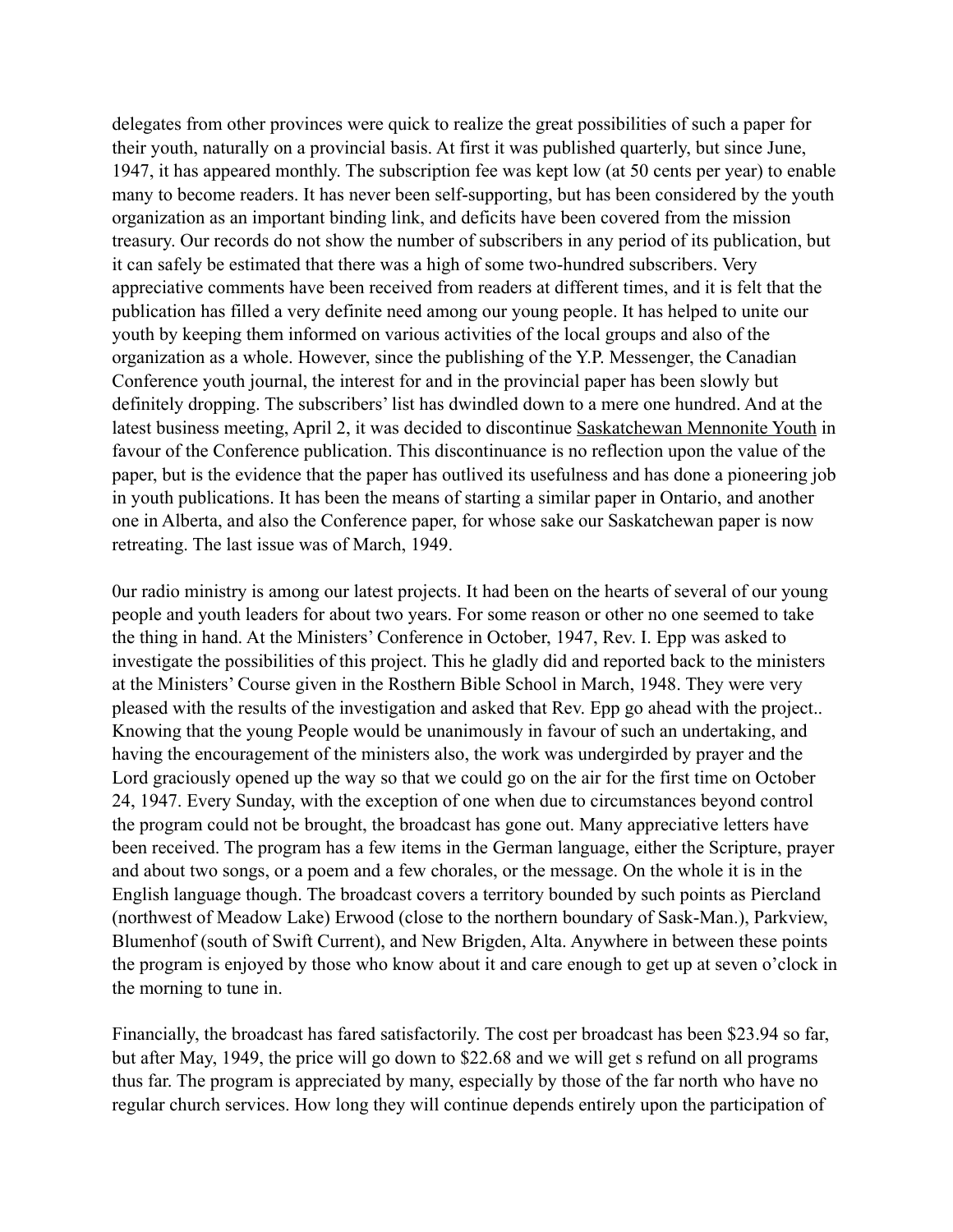delegates from other provinces were quick to realize the great possibilities of such a paper for their youth, naturally on a provincial basis. At first it was published quarterly, but since June, 1947, it has appeared monthly. The subscription fee was kept low (at 50 cents per year) to enable many to become readers. It has never been self-supporting, but has been considered by the youth organization as an important binding link, and deficits have been covered from the mission treasury. Our records do not show the number of subscribers in any period of its publication, but it can safely be estimated that there was a high of some two-hundred subscribers. Very appreciative comments have been received from readers at different times, and it is felt that the publication has filled a very definite need among our young people. It has helped to unite our youth by keeping them informed on various activities of the local groups and also of the organization as a whole. However, since the publishing of the Y.P. Messenger, the Canadian Conference youth journal, the interest for and in the provincial paper has been slowly but definitely dropping. The subscribers' list has dwindled down to a mere one hundred. And at the latest business meeting, April 2, it was decided to discontinue Saskatchewan Mennonite Youth in favour of the Conference publication. This discontinuance is no reflection upon the value of the paper, but is the evidence that the paper has outlived its usefulness and has done a pioneering job in youth publications. It has been the means of starting a similar paper in Ontario, and another one in Alberta, and also the Conference paper, for whose sake our Saskatchewan paper is now retreating. The last issue was of March, 1949.

0ur radio ministry is among our latest projects. It had been on the hearts of several of our young people and youth leaders for about two years. For some reason or other no one seemed to take the thing in hand. At the Ministers' Conference in October, 1947, Rev. I. Epp was asked to investigate the possibilities of this project. This he gladly did and reported back to the ministers at the Ministers' Course given in the Rosthern Bible School in March, 1948. They were very pleased with the results of the investigation and asked that Rev. Epp go ahead with the project.. Knowing that the young People would be unanimously in favour of such an undertaking, and having the encouragement of the ministers also, the work was undergirded by prayer and the Lord graciously opened up the way so that we could go on the air for the first time on October 24, 1947. Every Sunday, with the exception of one when due to circumstances beyond control the program could not be brought, the broadcast has gone out. Many appreciative letters have been received. The program has a few items in the German language, either the Scripture, prayer and about two songs, or a poem and a few chorales, or the message. On the whole it is in the English language though. The broadcast covers a territory bounded by such points as Piercland (northwest of Meadow Lake) Erwood (close to the northern boundary of Sask-Man.), Parkview, Blumenhof (south of Swift Current), and New Brigden, Alta. Anywhere in between these points the program is enjoyed by those who know about it and care enough to get up at seven o'clock in the morning to tune in.

Financially, the broadcast has fared satisfactorily. The cost per broadcast has been $23.94 so far, but after May, 1949, the price will go down to $22.68 and we will get s refund on all programs thus far. The program is appreciated by many, especially by those of the far north who have no regular church services. How long they will continue depends entirely upon the participation of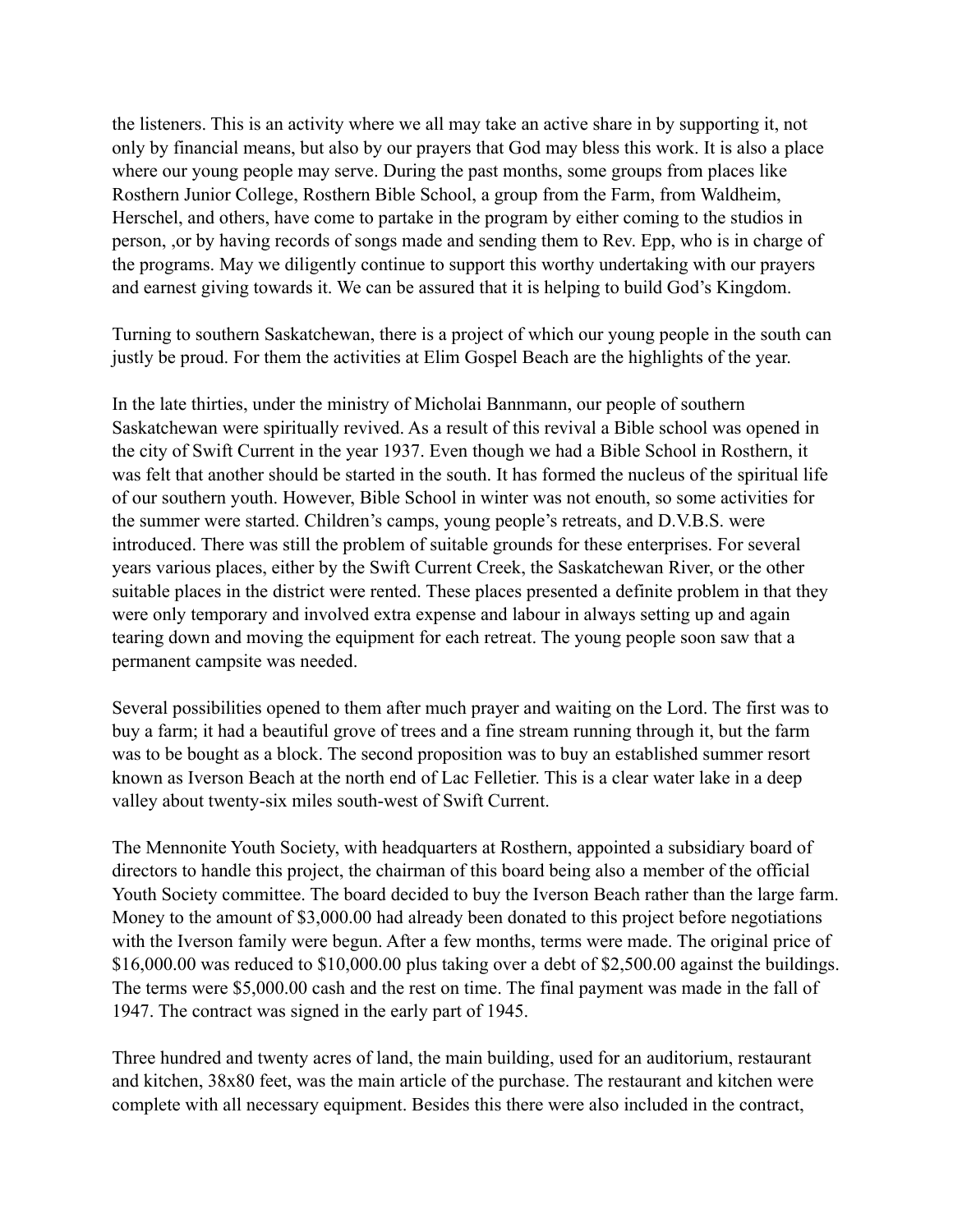the listeners. This is an activity where we all may take an active share in by supporting it, not only by financial means, but also by our prayers that God may bless this work. It is also a place where our young people may serve. During the past months, some groups from places like Rosthern Junior College, Rosthern Bible School, a group from the Farm, from Waldheim, Herschel, and others, have come to partake in the program by either coming to the studios in person, ,or by having records of songs made and sending them to Rev. Epp, who is in charge of the programs. May we diligently continue to support this worthy undertaking with our prayers and earnest giving towards it. We can be assured that it is helping to build God's Kingdom.

Turning to southern Saskatchewan, there is a project of which our young people in the south can justly be proud. For them the activities at Elim Gospel Beach are the highlights of the year.

In the late thirties, under the ministry of Micholai Bannmann, our people of southern Saskatchewan were spiritually revived. As a result of this revival a Bible school was opened in the city of Swift Current in the year 1937. Even though we had a Bible School in Rosthern, it was felt that another should be started in the south. It has formed the nucleus of the spiritual life of our southern youth. However, Bible School in winter was not enouth, so some activities for the summer were started. Children's camps, young people's retreats, and D.V.B.S. were introduced. There was still the problem of suitable grounds for these enterprises. For several years various places, either by the Swift Current Creek, the Saskatchewan River, or the other suitable places in the district were rented. These places presented a definite problem in that they were only temporary and involved extra expense and labour in always setting up and again tearing down and moving the equipment for each retreat. The young people soon saw that a permanent campsite was needed.

Several possibilities opened to them after much prayer and waiting on the Lord. The first was to buy a farm; it had a beautiful grove of trees and a fine stream running through it, but the farm was to be bought as a block. The second proposition was to buy an established summer resort known as Iverson Beach at the north end of Lac Felletier. This is a clear water lake in a deep valley about twenty-six miles south-west of Swift Current.

The Mennonite Youth Society, with headquarters at Rosthern, appointed a subsidiary board of directors to handle this project, the chairman of this board being also a member of the official Youth Society committee. The board decided to buy the Iverson Beach rather than the large farm. Money to the amount of $3,000.00 had already been donated to this project before negotiations with the Iverson family were begun. After a few months, terms were made. The original price of $16,000.00 was reduced to $10,000.00 plus taking over a debt of $2,500.00 against the buildings. The terms were $5,000.00 cash and the rest on time. The final payment was made in the fall of 1947. The contract was signed in the early part of 1945.

Three hundred and twenty acres of land, the main building, used for an auditorium, restaurant and kitchen, 38x80 feet, was the main article of the purchase. The restaurant and kitchen were complete with all necessary equipment. Besides this there were also included in the contract,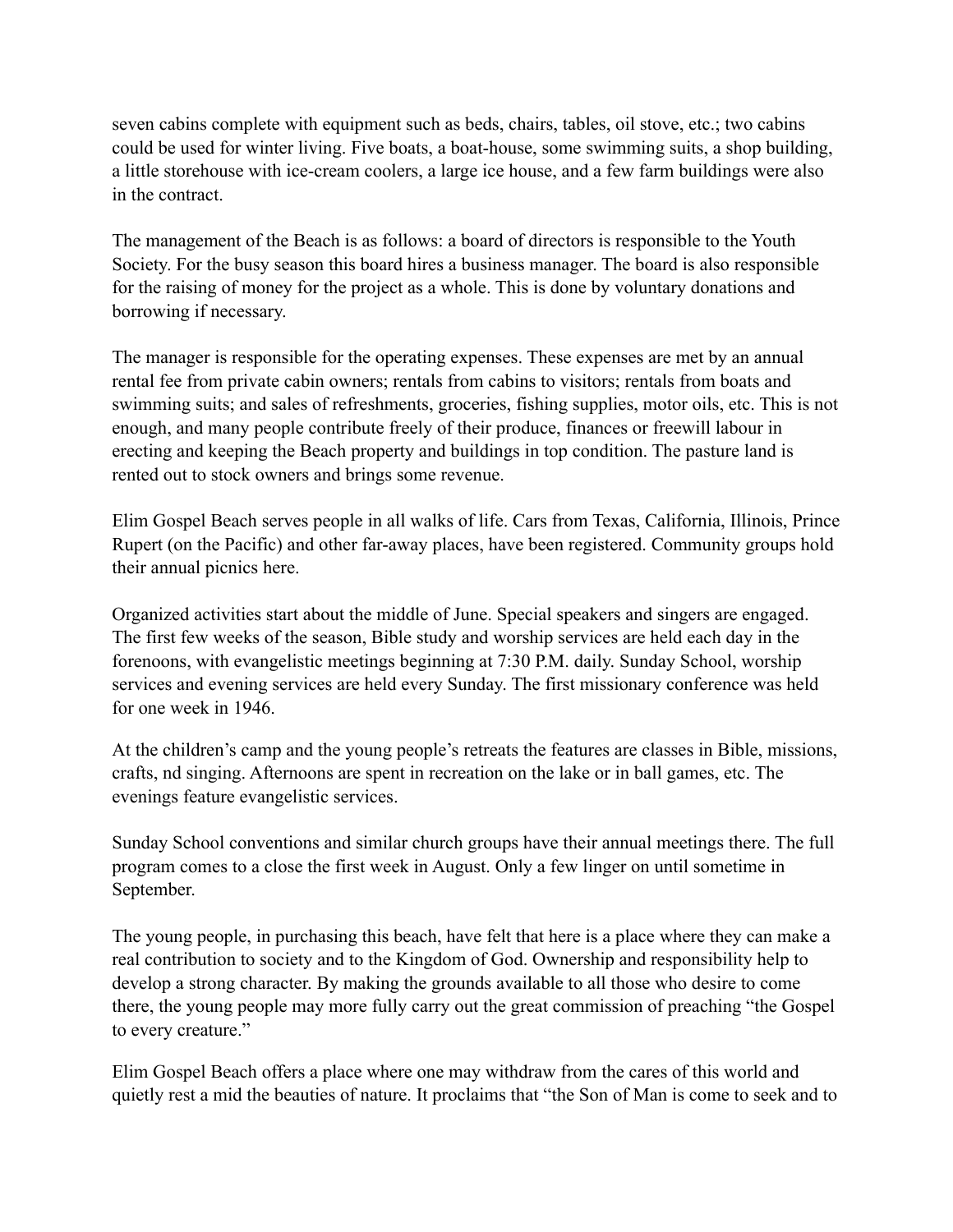seven cabins complete with equipment such as beds, chairs, tables, oil stove, etc.; two cabins could be used for winter living. Five boats, a boat-house, some swimming suits, a shop building, a little storehouse with ice-cream coolers, a large ice house, and a few farm buildings were also in the contract.

The management of the Beach is as follows: a board of directors is responsible to the Youth Society. For the busy season this board hires a business manager. The board is also responsible for the raising of money for the project as a whole. This is done by voluntary donations and borrowing if necessary.

The manager is responsible for the operating expenses. These expenses are met by an annual rental fee from private cabin owners; rentals from cabins to visitors; rentals from boats and swimming suits; and sales of refreshments, groceries, fishing supplies, motor oils, etc. This is not enough, and many people contribute freely of their produce, finances or freewill labour in erecting and keeping the Beach property and buildings in top condition. The pasture land is rented out to stock owners and brings some revenue.

Elim Gospel Beach serves people in all walks of life. Cars from Texas, California, Illinois, Prince Rupert (on the Pacific) and other far-away places, have been registered. Community groups hold their annual picnics here.

Organized activities start about the middle of June. Special speakers and singers are engaged. The first few weeks of the season, Bible study and worship services are held each day in the forenoons, with evangelistic meetings beginning at 7:30 P.M. daily. Sunday School, worship services and evening services are held every Sunday. The first missionary conference was held for one week in 1946.

At the children's camp and the young people's retreats the features are classes in Bible, missions, crafts, nd singing. Afternoons are spent in recreation on the lake or in ball games, etc. The evenings feature evangelistic services.

Sunday School conventions and similar church groups have their annual meetings there. The full program comes to a close the first week in August. Only a few linger on until sometime in September.

The young people, in purchasing this beach, have felt that here is a place where they can make a real contribution to society and to the Kingdom of God. Ownership and responsibility help to develop a strong character. By making the grounds available to all those who desire to come there, the young people may more fully carry out the great commission of preaching "the Gospel to every creature."

Elim Gospel Beach offers a place where one may withdraw from the cares of this world and quietly rest a mid the beauties of nature. It proclaims that "the Son of Man is come to seek and to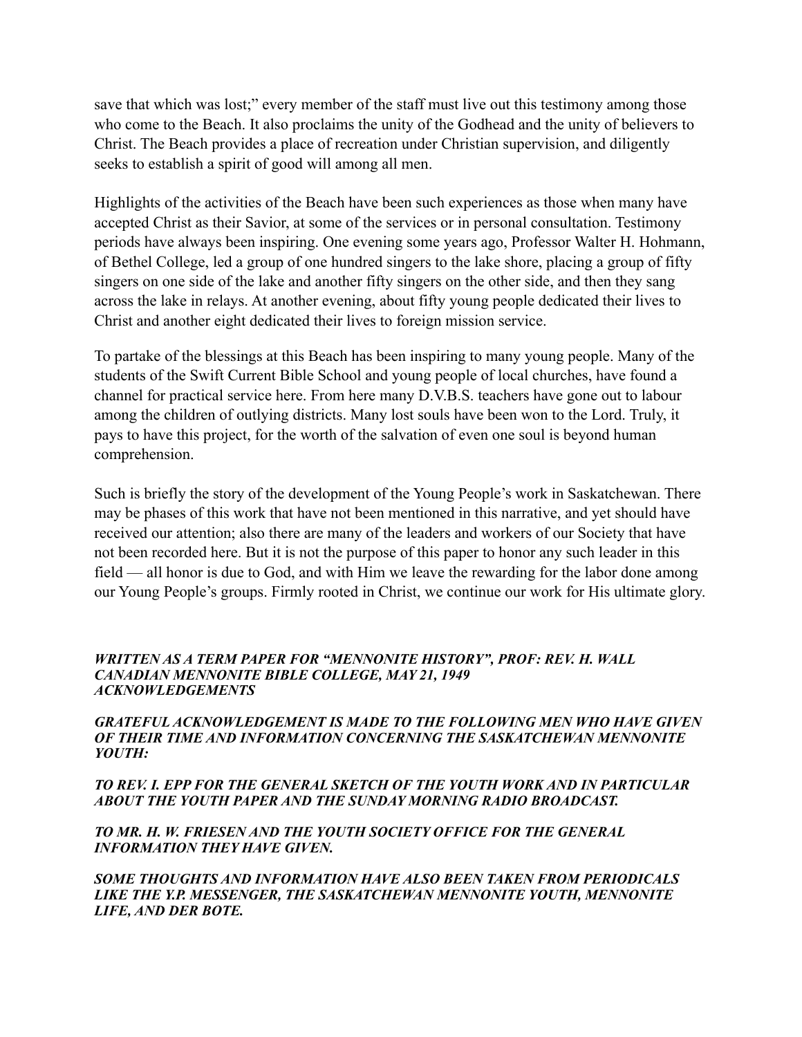save that which was lost;" every member of the staff must live out this testimony among those who come to the Beach. It also proclaims the unity of the Godhead and the unity of believers to Christ. The Beach provides a place of recreation under Christian supervision, and diligently seeks to establish a spirit of good will among all men.

Highlights of the activities of the Beach have been such experiences as those when many have accepted Christ as their Savior, at some of the services or in personal consultation. Testimony periods have always been inspiring. One evening some years ago, Professor Walter H. Hohmann, of Bethel College, led a group of one hundred singers to the lake shore, placing a group of fifty singers on one side of the lake and another fifty singers on the other side, and then they sang across the lake in relays. At another evening, about fifty young people dedicated their lives to Christ and another eight dedicated their lives to foreign mission service.

To partake of the blessings at this Beach has been inspiring to many young people. Many of the students of the Swift Current Bible School and young people of local churches, have found a channel for practical service here. From here many D.V.B.S. teachers have gone out to labour among the children of outlying districts. Many lost souls have been won to the Lord. Truly, it pays to have this project, for the worth of the salvation of even one soul is beyond human comprehension.

Such is briefly the story of the development of the Young People's work in Saskatchewan. There may be phases of this work that have not been mentioned in this narrative, and yet should have received our attention; also there are many of the leaders and workers of our Society that have not been recorded here. But it is not the purpose of this paper to honor any such leader in this field — all honor is due to God, and with Him we leave the rewarding for the labor done among our Young People's groups. Firmly rooted in Christ, we continue our work for His ultimate glory.

***WRITTEN AS A TERM PAPER FOR "MENNONITE HISTORY", PROF: REV. H. WALL CANADIAN MENNONITE BIBLE COLLEGE, MAY 21, 1949***
***ACKNOWLEDGEMENTS***

***GRATEFUL ACKNOWLEDGEMENT IS MADE TO THE FOLLOWING MEN WHO HAVE GIVEN OF THEIR TIME AND INFORMATION CONCERNING THE SASKATCHEWAN MENNONITE YOUTH:***

***TO REV. I. EPP FOR THE GENERAL SKETCH OF THE YOUTH WORK AND IN PARTICULAR ABOUT THE YOUTH PAPER AND THE SUNDAY MORNING RADIO BROADCAST.***

***TO MR. H. W. FRIESEN AND THE YOUTH SOCIETY OFFICE FOR THE GENERAL INFORMATION THEY HAVE GIVEN.***

***SOME THOUGHTS AND INFORMATION HAVE ALSO BEEN TAKEN FROM PERIODICALS LIKE THE Y.P. MESSENGER, THE SASKATCHEWAN MENNONITE YOUTH, MENNONITE LIFE, AND DER BOTE.***